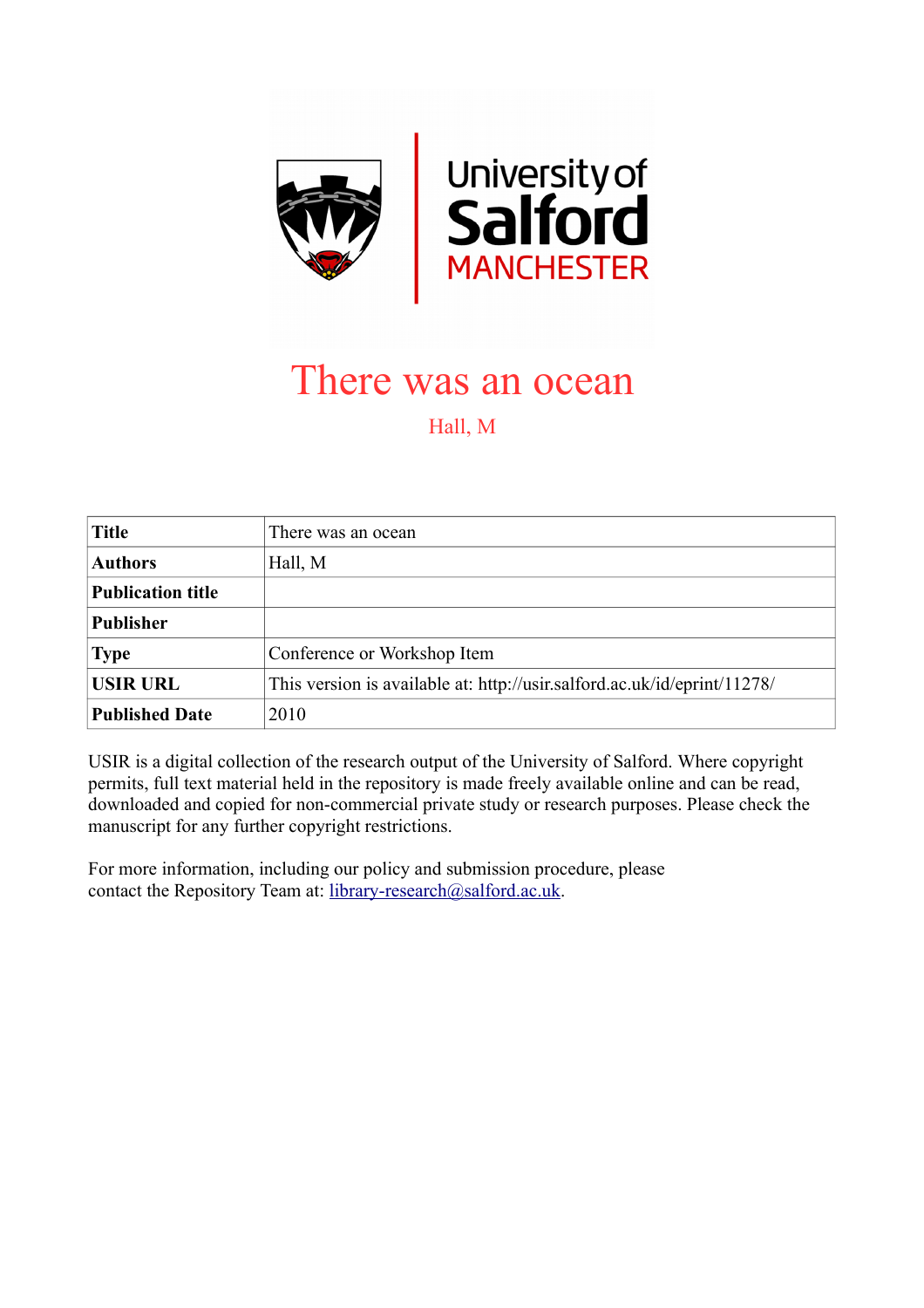# There was an ocean

Hall, M

| Title | There was an ocean |
|---|---|
| Authors | Hall, M |
| Publication title | |
| Publisher | |
| Type | Conference or Workshop Item |
| USIR URL | This version is available at: http://usir.salford.ac.uk/id/eprint/11278/ |
| Published Date | 2010 |

USIR is a digital collection of the research output of the University of Salford. Where copyright permits, full text material held in the repository is made freely available online and can be read, downloaded and copied for non-commercial private study or research purposes. Please check the manuscript for any further copyright restrictions.

For more information, including our policy and submission procedure, please contact the Repository Team at: library-research@salford.ac.uk.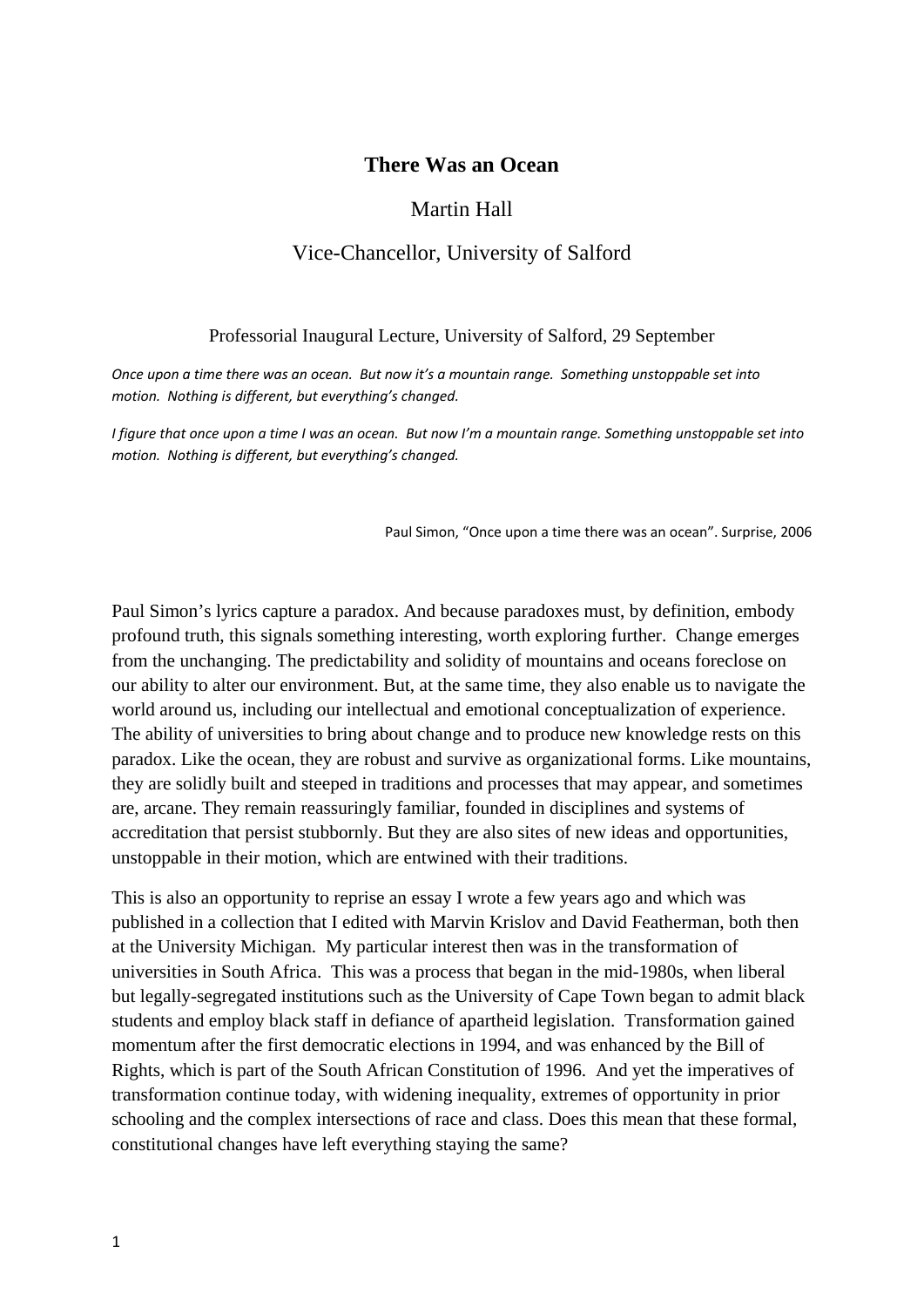**There Was an Ocean**

Martin Hall

Vice-Chancellor, University of Salford

Professorial Inaugural Lecture, University of Salford, 29 September

*Once upon a time there was an ocean. But now it's a mountain range. Something unstoppable set into motion. Nothing is different, but everything's changed.*

*I figure that once upon a time I was an ocean. But now I'm a mountain range. Something unstoppable set into motion. Nothing is different, but everything's changed.*

Paul Simon, "Once upon a time there was an ocean". Surprise, 2006

Paul Simon's lyrics capture a paradox. And because paradoxes must, by definition, embody profound truth, this signals something interesting, worth exploring further. Change emerges from the unchanging. The predictability and solidity of mountains and oceans foreclose on our ability to alter our environment. But, at the same time, they also enable us to navigate the world around us, including our intellectual and emotional conceptualization of experience. The ability of universities to bring about change and to produce new knowledge rests on this paradox. Like the ocean, they are robust and survive as organizational forms. Like mountains, they are solidly built and steeped in traditions and processes that may appear, and sometimes are, arcane. They remain reassuringly familiar, founded in disciplines and systems of accreditation that persist stubbornly. But they are also sites of new ideas and opportunities, unstoppable in their motion, which are entwined with their traditions.

This is also an opportunity to reprise an essay I wrote a few years ago and which was published in a collection that I edited with Marvin Krislov and David Featherman, both then at the University Michigan. My particular interest then was in the transformation of universities in South Africa. This was a process that began in the mid-1980s, when liberal but legally-segregated institutions such as the University of Cape Town began to admit black students and employ black staff in defiance of apartheid legislation. Transformation gained momentum after the first democratic elections in 1994, and was enhanced by the Bill of Rights, which is part of the South African Constitution of 1996. And yet the imperatives of transformation continue today, with widening inequality, extremes of opportunity in prior schooling and the complex intersections of race and class. Does this mean that these formal, constitutional changes have left everything staying the same?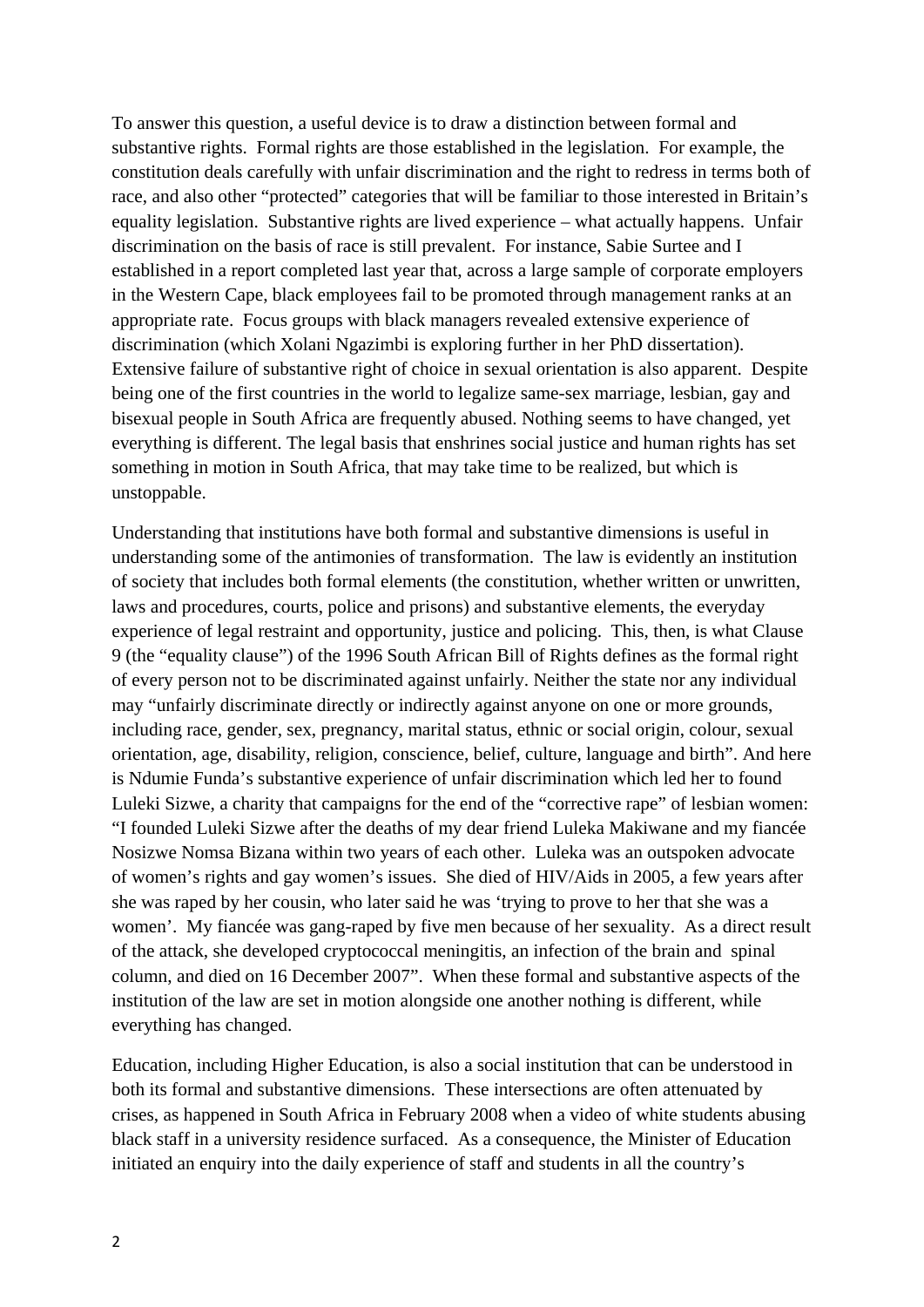To answer this question, a useful device is to draw a distinction between formal and substantive rights. Formal rights are those established in the legislation. For example, the constitution deals carefully with unfair discrimination and the right to redress in terms both of race, and also other "protected" categories that will be familiar to those interested in Britain's equality legislation. Substantive rights are lived experience – what actually happens. Unfair discrimination on the basis of race is still prevalent. For instance, Sabie Surtee and I established in a report completed last year that, across a large sample of corporate employers in the Western Cape, black employees fail to be promoted through management ranks at an appropriate rate. Focus groups with black managers revealed extensive experience of discrimination (which Xolani Ngazimbi is exploring further in her PhD dissertation). Extensive failure of substantive right of choice in sexual orientation is also apparent. Despite being one of the first countries in the world to legalize same-sex marriage, lesbian, gay and bisexual people in South Africa are frequently abused. Nothing seems to have changed, yet everything is different. The legal basis that enshrines social justice and human rights has set something in motion in South Africa, that may take time to be realized, but which is unstoppable.

Understanding that institutions have both formal and substantive dimensions is useful in understanding some of the antimonies of transformation. The law is evidently an institution of society that includes both formal elements (the constitution, whether written or unwritten, laws and procedures, courts, police and prisons) and substantive elements, the everyday experience of legal restraint and opportunity, justice and policing. This, then, is what Clause 9 (the "equality clause") of the 1996 South African Bill of Rights defines as the formal right of every person not to be discriminated against unfairly. Neither the state nor any individual may "unfairly discriminate directly or indirectly against anyone on one or more grounds, including race, gender, sex, pregnancy, marital status, ethnic or social origin, colour, sexual orientation, age, disability, religion, conscience, belief, culture, language and birth". And here is Ndumie Funda's substantive experience of unfair discrimination which led her to found Luleki Sizwe, a charity that campaigns for the end of the "corrective rape" of lesbian women: "I founded Luleki Sizwe after the deaths of my dear friend Luleka Makiwane and my fiancée Nosizwe Nomsa Bizana within two years of each other. Luleka was an outspoken advocate of women's rights and gay women's issues. She died of HIV/Aids in 2005, a few years after she was raped by her cousin, who later said he was 'trying to prove to her that she was a women'. My fiancée was gang-raped by five men because of her sexuality. As a direct result of the attack, she developed cryptococcal meningitis, an infection of the brain and spinal column, and died on 16 December 2007". When these formal and substantive aspects of the institution of the law are set in motion alongside one another nothing is different, while everything has changed.

Education, including Higher Education, is also a social institution that can be understood in both its formal and substantive dimensions. These intersections are often attenuated by crises, as happened in South Africa in February 2008 when a video of white students abusing black staff in a university residence surfaced. As a consequence, the Minister of Education initiated an enquiry into the daily experience of staff and students in all the country's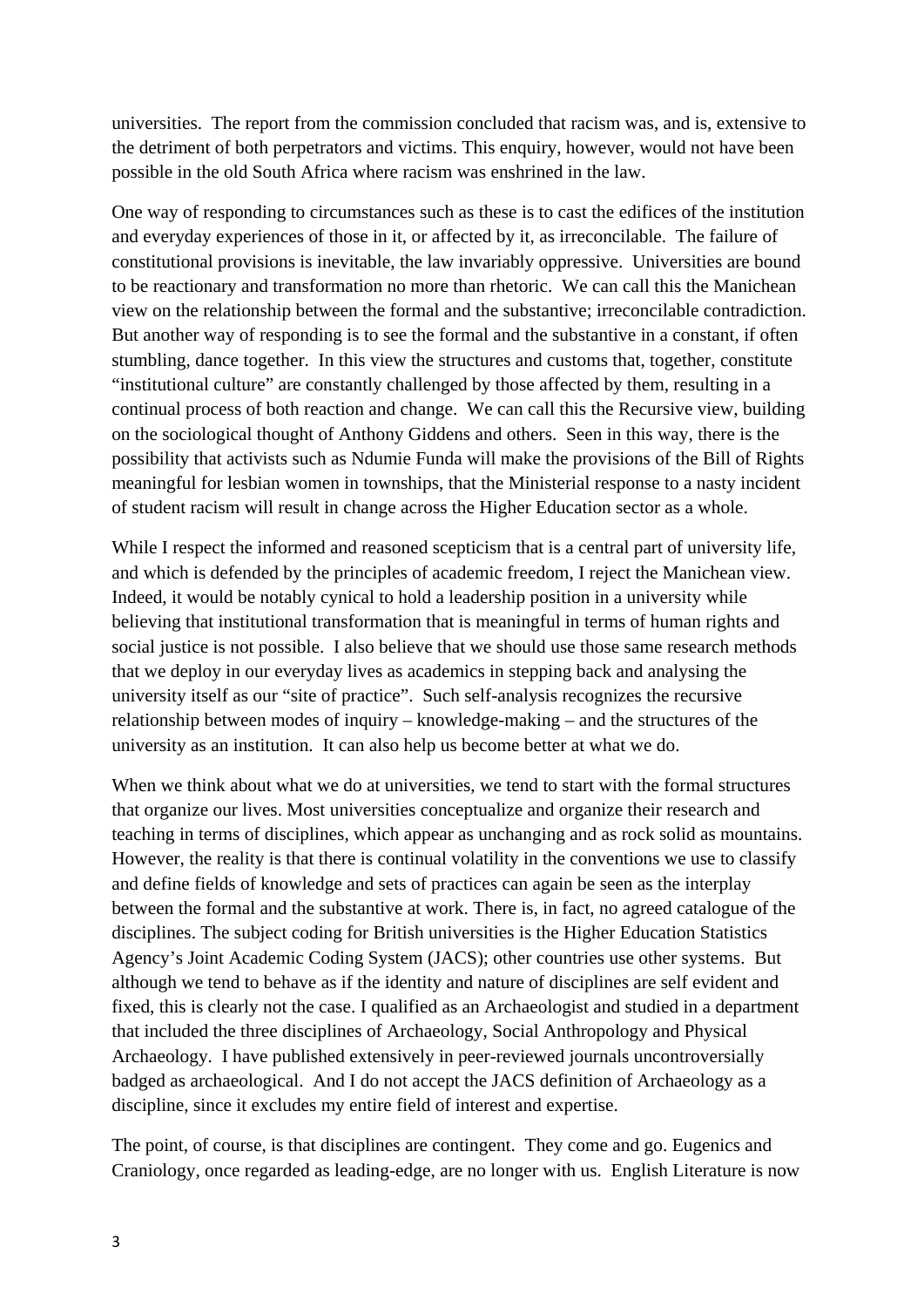universities. The report from the commission concluded that racism was, and is, extensive to the detriment of both perpetrators and victims. This enquiry, however, would not have been possible in the old South Africa where racism was enshrined in the law.

One way of responding to circumstances such as these is to cast the edifices of the institution and everyday experiences of those in it, or affected by it, as irreconcilable. The failure of constitutional provisions is inevitable, the law invariably oppressive. Universities are bound to be reactionary and transformation no more than rhetoric. We can call this the Manichean view on the relationship between the formal and the substantive; irreconcilable contradiction. But another way of responding is to see the formal and the substantive in a constant, if often stumbling, dance together. In this view the structures and customs that, together, constitute "institutional culture" are constantly challenged by those affected by them, resulting in a continual process of both reaction and change. We can call this the Recursive view, building on the sociological thought of Anthony Giddens and others. Seen in this way, there is the possibility that activists such as Ndumie Funda will make the provisions of the Bill of Rights meaningful for lesbian women in townships, that the Ministerial response to a nasty incident of student racism will result in change across the Higher Education sector as a whole.

While I respect the informed and reasoned scepticism that is a central part of university life, and which is defended by the principles of academic freedom, I reject the Manichean view. Indeed, it would be notably cynical to hold a leadership position in a university while believing that institutional transformation that is meaningful in terms of human rights and social justice is not possible. I also believe that we should use those same research methods that we deploy in our everyday lives as academics in stepping back and analysing the university itself as our "site of practice". Such self-analysis recognizes the recursive relationship between modes of inquiry – knowledge-making – and the structures of the university as an institution. It can also help us become better at what we do.

When we think about what we do at universities, we tend to start with the formal structures that organize our lives. Most universities conceptualize and organize their research and teaching in terms of disciplines, which appear as unchanging and as rock solid as mountains. However, the reality is that there is continual volatility in the conventions we use to classify and define fields of knowledge and sets of practices can again be seen as the interplay between the formal and the substantive at work. There is, in fact, no agreed catalogue of the disciplines. The subject coding for British universities is the Higher Education Statistics Agency's Joint Academic Coding System (JACS); other countries use other systems. But although we tend to behave as if the identity and nature of disciplines are self evident and fixed, this is clearly not the case. I qualified as an Archaeologist and studied in a department that included the three disciplines of Archaeology, Social Anthropology and Physical Archaeology. I have published extensively in peer-reviewed journals uncontroversially badged as archaeological. And I do not accept the JACS definition of Archaeology as a discipline, since it excludes my entire field of interest and expertise.

The point, of course, is that disciplines are contingent. They come and go. Eugenics and Craniology, once regarded as leading-edge, are no longer with us. English Literature is now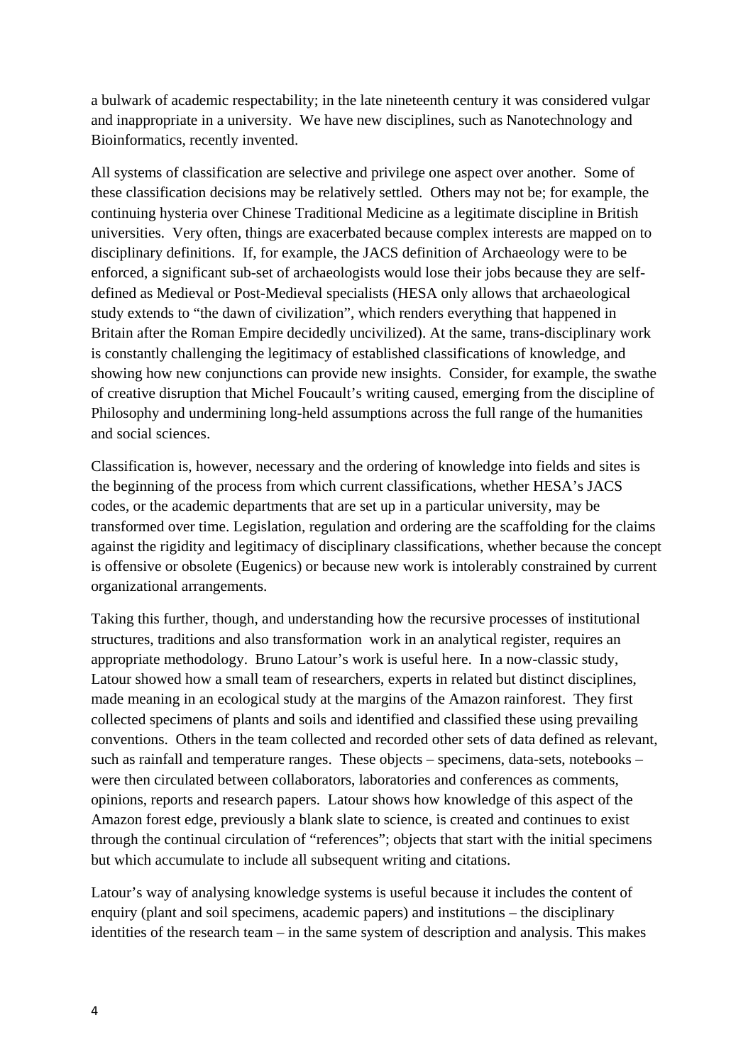a bulwark of academic respectability; in the late nineteenth century it was considered vulgar and inappropriate in a university. We have new disciplines, such as Nanotechnology and Bioinformatics, recently invented.

All systems of classification are selective and privilege one aspect over another. Some of these classification decisions may be relatively settled. Others may not be; for example, the continuing hysteria over Chinese Traditional Medicine as a legitimate discipline in British universities. Very often, things are exacerbated because complex interests are mapped on to disciplinary definitions. If, for example, the JACS definition of Archaeology were to be enforced, a significant sub-set of archaeologists would lose their jobs because they are self-defined as Medieval or Post-Medieval specialists (HESA only allows that archaeological study extends to "the dawn of civilization", which renders everything that happened in Britain after the Roman Empire decidedly uncivilized). At the same, trans-disciplinary work is constantly challenging the legitimacy of established classifications of knowledge, and showing how new conjunctions can provide new insights. Consider, for example, the swathe of creative disruption that Michel Foucault's writing caused, emerging from the discipline of Philosophy and undermining long-held assumptions across the full range of the humanities and social sciences.

Classification is, however, necessary and the ordering of knowledge into fields and sites is the beginning of the process from which current classifications, whether HESA's JACS codes, or the academic departments that are set up in a particular university, may be transformed over time. Legislation, regulation and ordering are the scaffolding for the claims against the rigidity and legitimacy of disciplinary classifications, whether because the concept is offensive or obsolete (Eugenics) or because new work is intolerably constrained by current organizational arrangements.

Taking this further, though, and understanding how the recursive processes of institutional structures, traditions and also transformation work in an analytical register, requires an appropriate methodology. Bruno Latour's work is useful here. In a now-classic study, Latour showed how a small team of researchers, experts in related but distinct disciplines, made meaning in an ecological study at the margins of the Amazon rainforest. They first collected specimens of plants and soils and identified and classified these using prevailing conventions. Others in the team collected and recorded other sets of data defined as relevant, such as rainfall and temperature ranges. These objects – specimens, data-sets, notebooks – were then circulated between collaborators, laboratories and conferences as comments, opinions, reports and research papers. Latour shows how knowledge of this aspect of the Amazon forest edge, previously a blank slate to science, is created and continues to exist through the continual circulation of "references"; objects that start with the initial specimens but which accumulate to include all subsequent writing and citations.

Latour's way of analysing knowledge systems is useful because it includes the content of enquiry (plant and soil specimens, academic papers) and institutions – the disciplinary identities of the research team – in the same system of description and analysis. This makes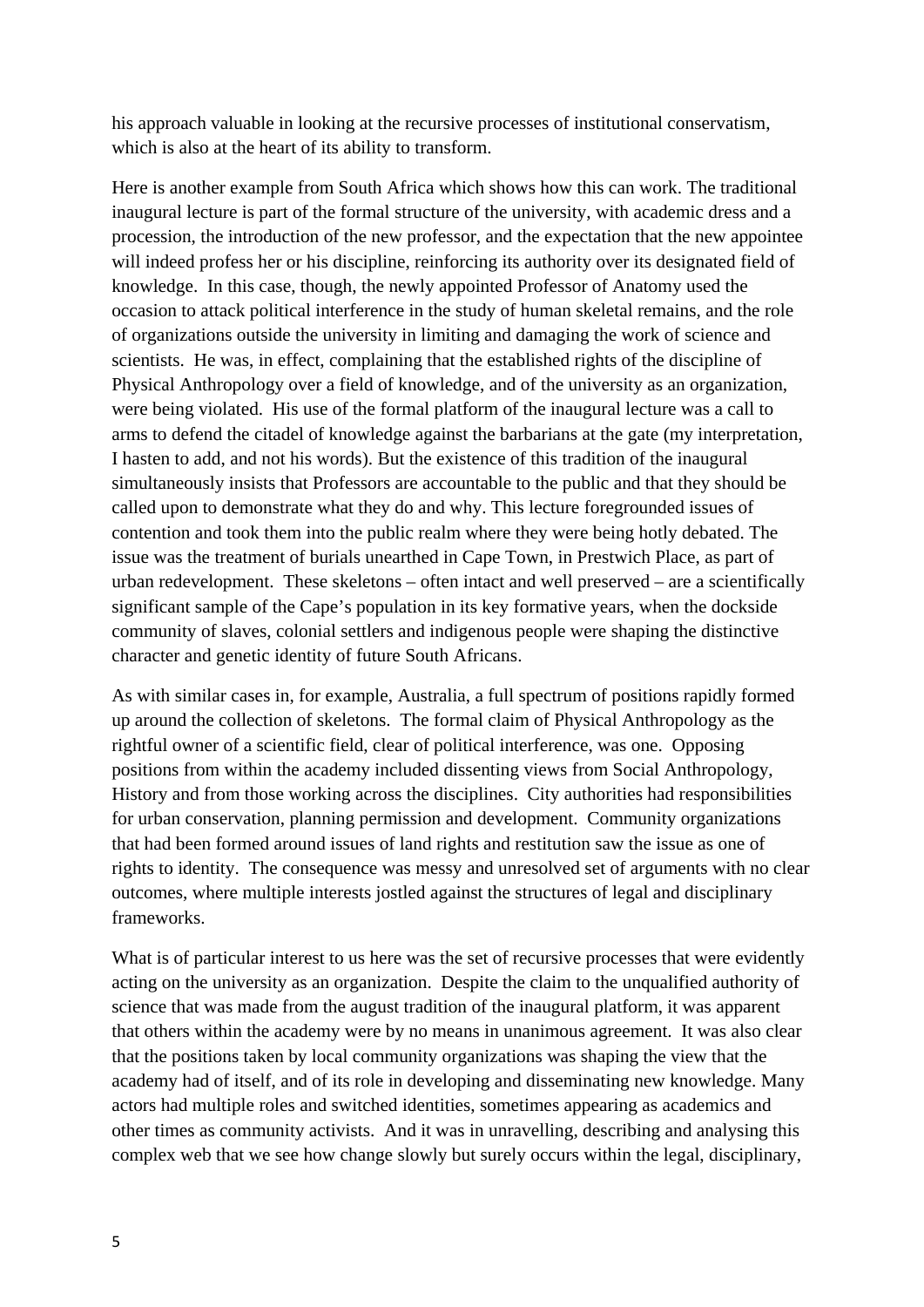his approach valuable in looking at the recursive processes of institutional conservatism, which is also at the heart of its ability to transform.

Here is another example from South Africa which shows how this can work. The traditional inaugural lecture is part of the formal structure of the university, with academic dress and a procession, the introduction of the new professor, and the expectation that the new appointee will indeed profess her or his discipline, reinforcing its authority over its designated field of knowledge. In this case, though, the newly appointed Professor of Anatomy used the occasion to attack political interference in the study of human skeletal remains, and the role of organizations outside the university in limiting and damaging the work of science and scientists. He was, in effect, complaining that the established rights of the discipline of Physical Anthropology over a field of knowledge, and of the university as an organization, were being violated. His use of the formal platform of the inaugural lecture was a call to arms to defend the citadel of knowledge against the barbarians at the gate (my interpretation, I hasten to add, and not his words). But the existence of this tradition of the inaugural simultaneously insists that Professors are accountable to the public and that they should be called upon to demonstrate what they do and why. This lecture foregrounded issues of contention and took them into the public realm where they were being hotly debated. The issue was the treatment of burials unearthed in Cape Town, in Prestwich Place, as part of urban redevelopment. These skeletons – often intact and well preserved – are a scientifically significant sample of the Cape's population in its key formative years, when the dockside community of slaves, colonial settlers and indigenous people were shaping the distinctive character and genetic identity of future South Africans.

As with similar cases in, for example, Australia, a full spectrum of positions rapidly formed up around the collection of skeletons. The formal claim of Physical Anthropology as the rightful owner of a scientific field, clear of political interference, was one. Opposing positions from within the academy included dissenting views from Social Anthropology, History and from those working across the disciplines. City authorities had responsibilities for urban conservation, planning permission and development. Community organizations that had been formed around issues of land rights and restitution saw the issue as one of rights to identity. The consequence was messy and unresolved set of arguments with no clear outcomes, where multiple interests jostled against the structures of legal and disciplinary frameworks.

What is of particular interest to us here was the set of recursive processes that were evidently acting on the university as an organization. Despite the claim to the unqualified authority of science that was made from the august tradition of the inaugural platform, it was apparent that others within the academy were by no means in unanimous agreement. It was also clear that the positions taken by local community organizations was shaping the view that the academy had of itself, and of its role in developing and disseminating new knowledge. Many actors had multiple roles and switched identities, sometimes appearing as academics and other times as community activists. And it was in unravelling, describing and analysing this complex web that we see how change slowly but surely occurs within the legal, disciplinary,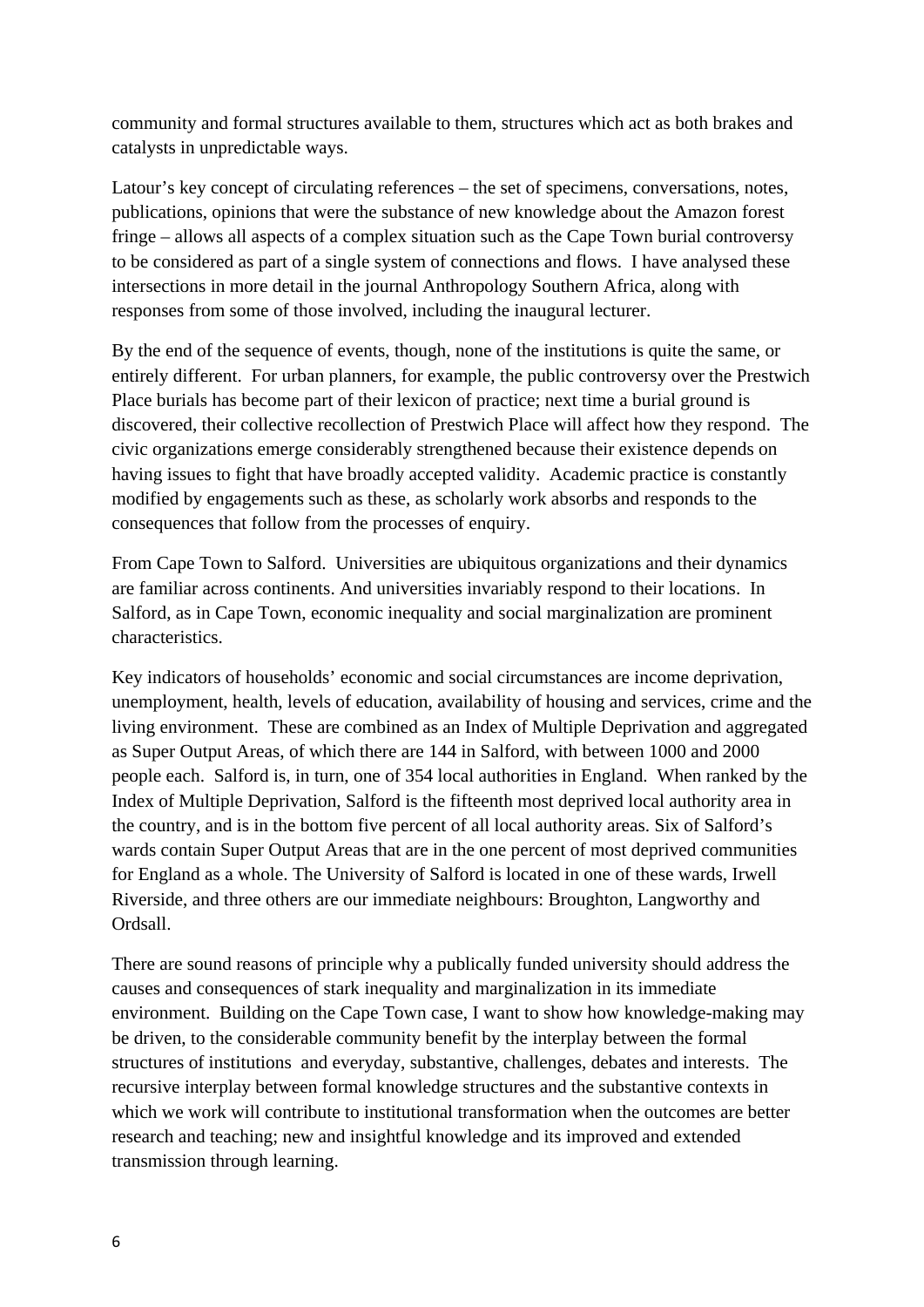community and formal structures available to them, structures which act as both brakes and catalysts in unpredictable ways.

Latour's key concept of circulating references – the set of specimens, conversations, notes, publications, opinions that were the substance of new knowledge about the Amazon forest fringe – allows all aspects of a complex situation such as the Cape Town burial controversy to be considered as part of a single system of connections and flows. I have analysed these intersections in more detail in the journal Anthropology Southern Africa, along with responses from some of those involved, including the inaugural lecturer.

By the end of the sequence of events, though, none of the institutions is quite the same, or entirely different. For urban planners, for example, the public controversy over the Prestwich Place burials has become part of their lexicon of practice; next time a burial ground is discovered, their collective recollection of Prestwich Place will affect how they respond. The civic organizations emerge considerably strengthened because their existence depends on having issues to fight that have broadly accepted validity. Academic practice is constantly modified by engagements such as these, as scholarly work absorbs and responds to the consequences that follow from the processes of enquiry.

From Cape Town to Salford. Universities are ubiquitous organizations and their dynamics are familiar across continents. And universities invariably respond to their locations. In Salford, as in Cape Town, economic inequality and social marginalization are prominent characteristics.

Key indicators of households' economic and social circumstances are income deprivation, unemployment, health, levels of education, availability of housing and services, crime and the living environment. These are combined as an Index of Multiple Deprivation and aggregated as Super Output Areas, of which there are 144 in Salford, with between 1000 and 2000 people each. Salford is, in turn, one of 354 local authorities in England. When ranked by the Index of Multiple Deprivation, Salford is the fifteenth most deprived local authority area in the country, and is in the bottom five percent of all local authority areas. Six of Salford's wards contain Super Output Areas that are in the one percent of most deprived communities for England as a whole. The University of Salford is located in one of these wards, Irwell Riverside, and three others are our immediate neighbours: Broughton, Langworthy and Ordsall.

There are sound reasons of principle why a publically funded university should address the causes and consequences of stark inequality and marginalization in its immediate environment. Building on the Cape Town case, I want to show how knowledge-making may be driven, to the considerable community benefit by the interplay between the formal structures of institutions and everyday, substantive, challenges, debates and interests. The recursive interplay between formal knowledge structures and the substantive contexts in which we work will contribute to institutional transformation when the outcomes are better research and teaching; new and insightful knowledge and its improved and extended transmission through learning.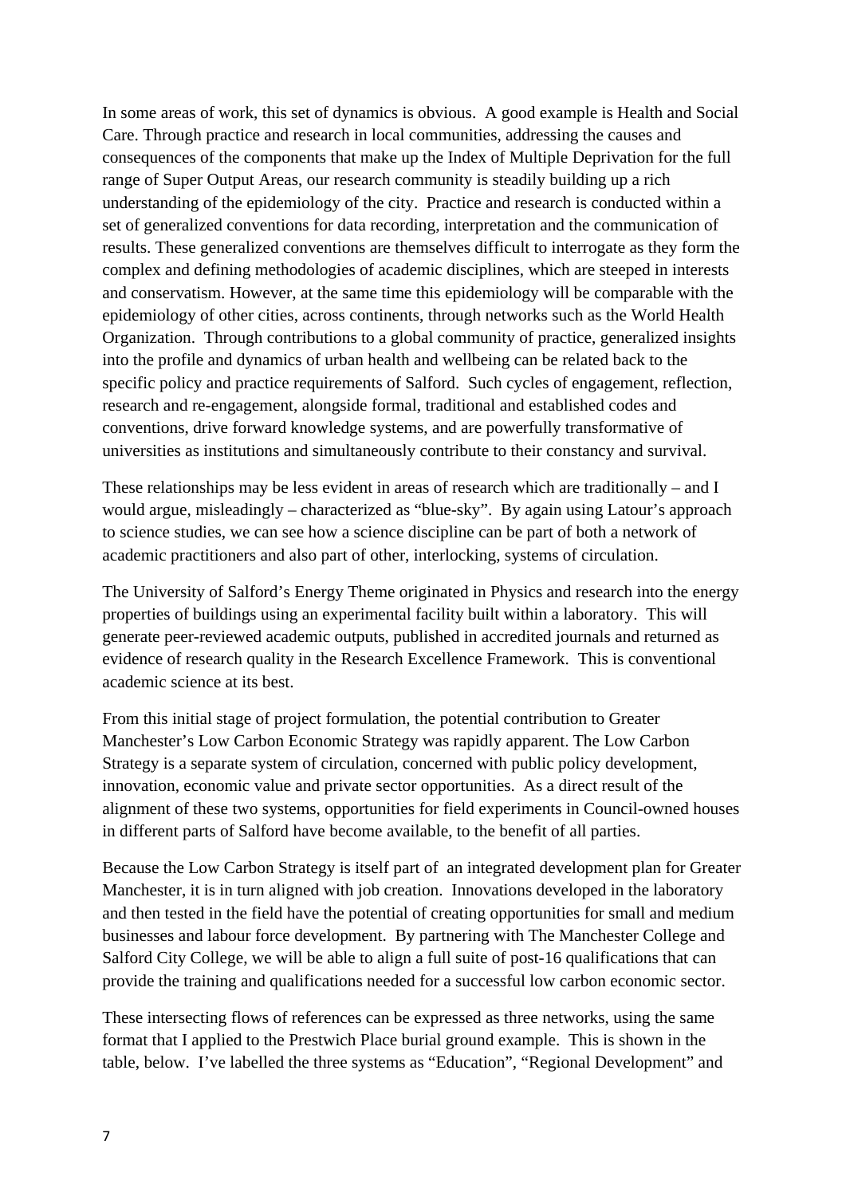In some areas of work, this set of dynamics is obvious. A good example is Health and Social Care. Through practice and research in local communities, addressing the causes and consequences of the components that make up the Index of Multiple Deprivation for the full range of Super Output Areas, our research community is steadily building up a rich understanding of the epidemiology of the city. Practice and research is conducted within a set of generalized conventions for data recording, interpretation and the communication of results. These generalized conventions are themselves difficult to interrogate as they form the complex and defining methodologies of academic disciplines, which are steeped in interests and conservatism. However, at the same time this epidemiology will be comparable with the epidemiology of other cities, across continents, through networks such as the World Health Organization. Through contributions to a global community of practice, generalized insights into the profile and dynamics of urban health and wellbeing can be related back to the specific policy and practice requirements of Salford. Such cycles of engagement, reflection, research and re-engagement, alongside formal, traditional and established codes and conventions, drive forward knowledge systems, and are powerfully transformative of universities as institutions and simultaneously contribute to their constancy and survival.

These relationships may be less evident in areas of research which are traditionally – and I would argue, misleadingly – characterized as "blue-sky". By again using Latour's approach to science studies, we can see how a science discipline can be part of both a network of academic practitioners and also part of other, interlocking, systems of circulation.

The University of Salford's Energy Theme originated in Physics and research into the energy properties of buildings using an experimental facility built within a laboratory. This will generate peer-reviewed academic outputs, published in accredited journals and returned as evidence of research quality in the Research Excellence Framework. This is conventional academic science at its best.

From this initial stage of project formulation, the potential contribution to Greater Manchester's Low Carbon Economic Strategy was rapidly apparent. The Low Carbon Strategy is a separate system of circulation, concerned with public policy development, innovation, economic value and private sector opportunities. As a direct result of the alignment of these two systems, opportunities for field experiments in Council-owned houses in different parts of Salford have become available, to the benefit of all parties.

Because the Low Carbon Strategy is itself part of an integrated development plan for Greater Manchester, it is in turn aligned with job creation. Innovations developed in the laboratory and then tested in the field have the potential of creating opportunities for small and medium businesses and labour force development. By partnering with The Manchester College and Salford City College, we will be able to align a full suite of post-16 qualifications that can provide the training and qualifications needed for a successful low carbon economic sector.

These intersecting flows of references can be expressed as three networks, using the same format that I applied to the Prestwich Place burial ground example. This is shown in the table, below. I've labelled the three systems as "Education", "Regional Development" and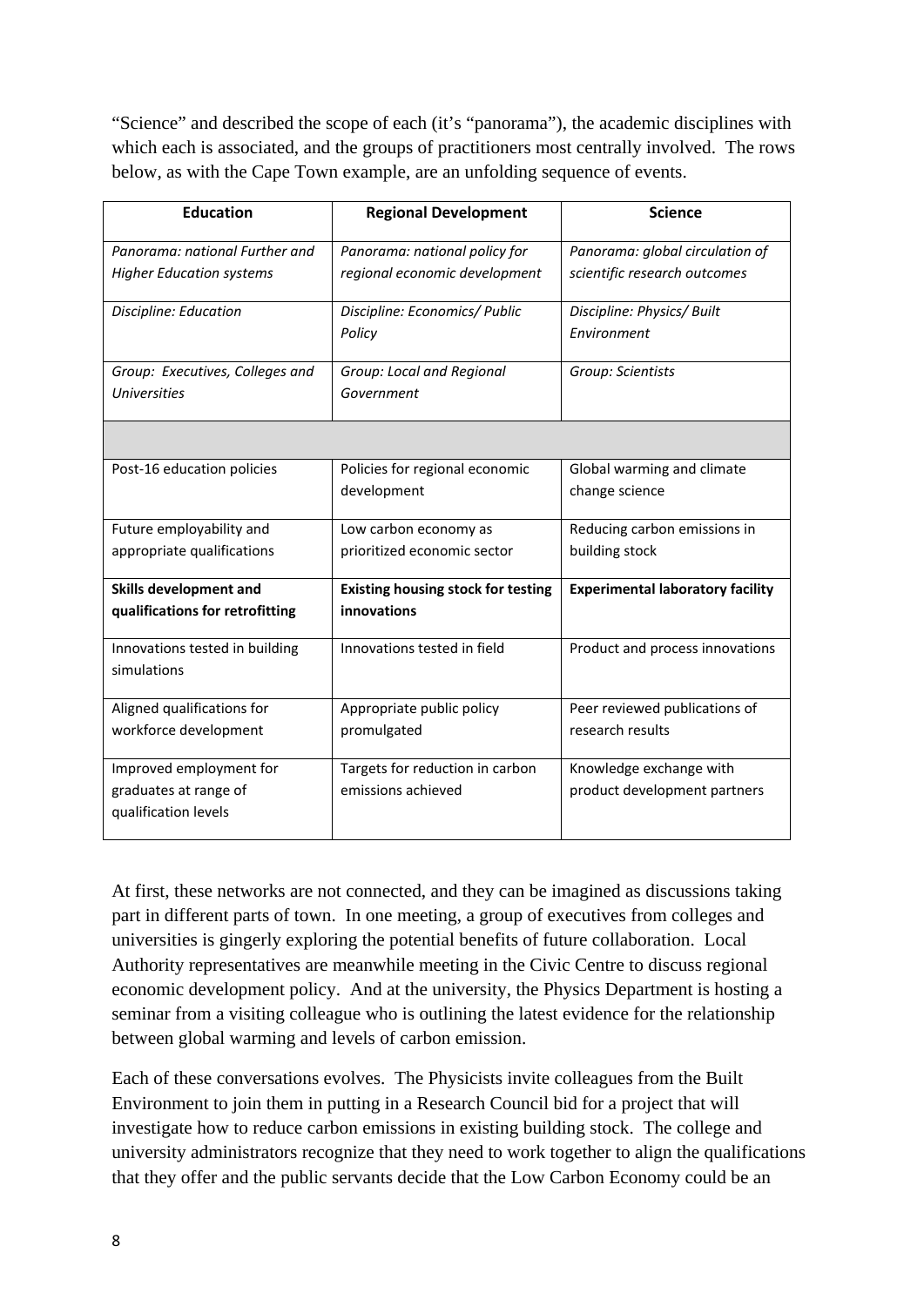"Science" and described the scope of each (it's "panorama"), the academic disciplines with which each is associated, and the groups of practitioners most centrally involved. The rows below, as with the Cape Town example, are an unfolding sequence of events.

| **Education** | **Regional Development** | **Science** |
|---|---|---|
| *Panorama: national Further and Higher Education systems* | *Panorama: national policy for regional economic development* | *Panorama: global circulation of scientific research outcomes* |
| *Discipline: Education* | *Discipline: Economics/ Public Policy* | *Discipline: Physics/ Built Environment* |
| *Group: Executives, Colleges and Universities* | *Group: Local and Regional Government* | *Group: Scientists* |
| | | |
| Post-16 education policies | Policies for regional economic development | Global warming and climate change science |
| Future employability and appropriate qualifications | Low carbon economy as prioritized economic sector | Reducing carbon emissions in building stock |
| **Skills development and qualifications for retrofitting** | **Existing housing stock for testing innovations** | **Experimental laboratory facility** |
| Innovations tested in building simulations | Innovations tested in field | Product and process innovations |
| Aligned qualifications for workforce development | Appropriate public policy promulgated | Peer reviewed publications of research results |
| Improved employment for graduates at range of qualification levels | Targets for reduction in carbon emissions achieved | Knowledge exchange with product development partners |

At first, these networks are not connected, and they can be imagined as discussions taking part in different parts of town. In one meeting, a group of executives from colleges and universities is gingerly exploring the potential benefits of future collaboration. Local Authority representatives are meanwhile meeting in the Civic Centre to discuss regional economic development policy. And at the university, the Physics Department is hosting a seminar from a visiting colleague who is outlining the latest evidence for the relationship between global warming and levels of carbon emission.

Each of these conversations evolves. The Physicists invite colleagues from the Built Environment to join them in putting in a Research Council bid for a project that will investigate how to reduce carbon emissions in existing building stock. The college and university administrators recognize that they need to work together to align the qualifications that they offer and the public servants decide that the Low Carbon Economy could be an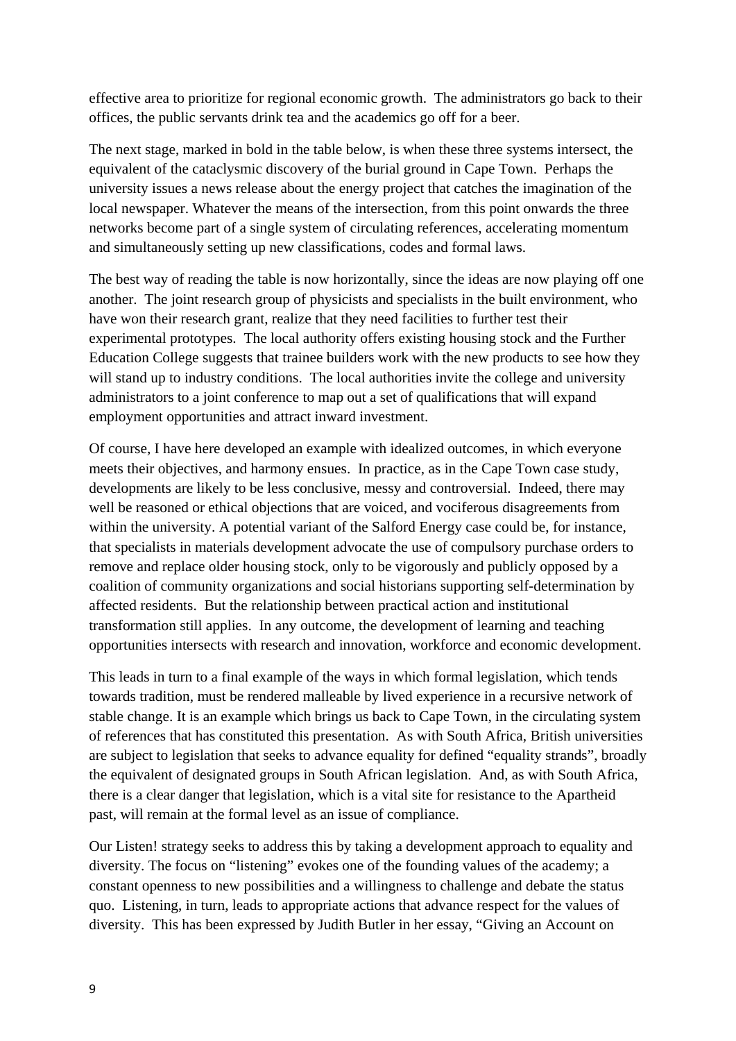effective area to prioritize for regional economic growth. The administrators go back to their offices, the public servants drink tea and the academics go off for a beer.

The next stage, marked in bold in the table below, is when these three systems intersect, the equivalent of the cataclysmic discovery of the burial ground in Cape Town. Perhaps the university issues a news release about the energy project that catches the imagination of the local newspaper. Whatever the means of the intersection, from this point onwards the three networks become part of a single system of circulating references, accelerating momentum and simultaneously setting up new classifications, codes and formal laws.

The best way of reading the table is now horizontally, since the ideas are now playing off one another. The joint research group of physicists and specialists in the built environment, who have won their research grant, realize that they need facilities to further test their experimental prototypes. The local authority offers existing housing stock and the Further Education College suggests that trainee builders work with the new products to see how they will stand up to industry conditions. The local authorities invite the college and university administrators to a joint conference to map out a set of qualifications that will expand employment opportunities and attract inward investment.

Of course, I have here developed an example with idealized outcomes, in which everyone meets their objectives, and harmony ensues. In practice, as in the Cape Town case study, developments are likely to be less conclusive, messy and controversial. Indeed, there may well be reasoned or ethical objections that are voiced, and vociferous disagreements from within the university. A potential variant of the Salford Energy case could be, for instance, that specialists in materials development advocate the use of compulsory purchase orders to remove and replace older housing stock, only to be vigorously and publicly opposed by a coalition of community organizations and social historians supporting self-determination by affected residents. But the relationship between practical action and institutional transformation still applies. In any outcome, the development of learning and teaching opportunities intersects with research and innovation, workforce and economic development.

This leads in turn to a final example of the ways in which formal legislation, which tends towards tradition, must be rendered malleable by lived experience in a recursive network of stable change. It is an example which brings us back to Cape Town, in the circulating system of references that has constituted this presentation. As with South Africa, British universities are subject to legislation that seeks to advance equality for defined "equality strands", broadly the equivalent of designated groups in South African legislation. And, as with South Africa, there is a clear danger that legislation, which is a vital site for resistance to the Apartheid past, will remain at the formal level as an issue of compliance.

Our Listen! strategy seeks to address this by taking a development approach to equality and diversity. The focus on "listening" evokes one of the founding values of the academy; a constant openness to new possibilities and a willingness to challenge and debate the status quo. Listening, in turn, leads to appropriate actions that advance respect for the values of diversity. This has been expressed by Judith Butler in her essay, "Giving an Account on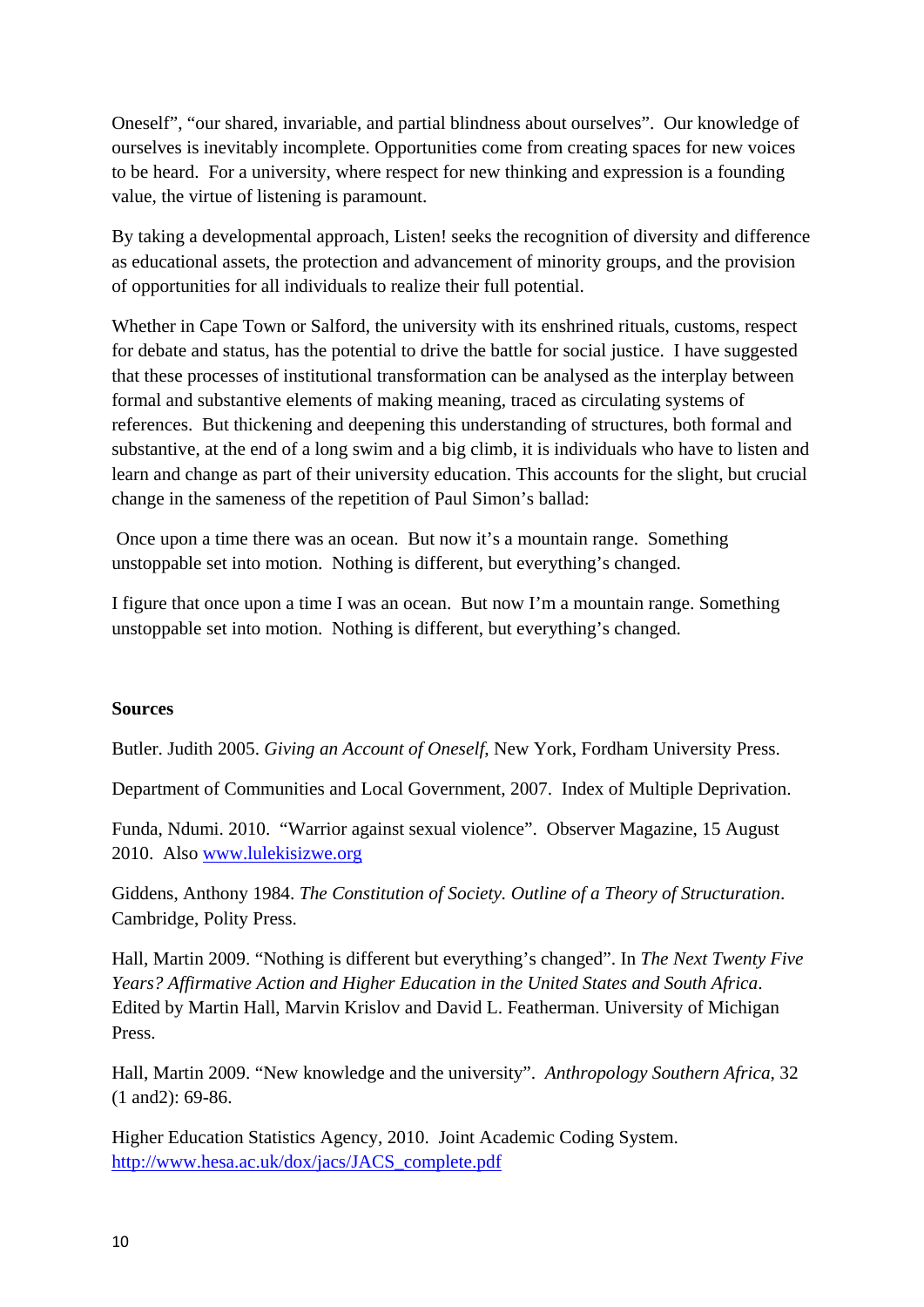Oneself", "our shared, invariable, and partial blindness about ourselves". Our knowledge of ourselves is inevitably incomplete. Opportunities come from creating spaces for new voices to be heard. For a university, where respect for new thinking and expression is a founding value, the virtue of listening is paramount.

By taking a developmental approach, Listen! seeks the recognition of diversity and difference as educational assets, the protection and advancement of minority groups, and the provision of opportunities for all individuals to realize their full potential.

Whether in Cape Town or Salford, the university with its enshrined rituals, customs, respect for debate and status, has the potential to drive the battle for social justice. I have suggested that these processes of institutional transformation can be analysed as the interplay between formal and substantive elements of making meaning, traced as circulating systems of references. But thickening and deepening this understanding of structures, both formal and substantive, at the end of a long swim and a big climb, it is individuals who have to listen and learn and change as part of their university education. This accounts for the slight, but crucial change in the sameness of the repetition of Paul Simon's ballad:

Once upon a time there was an ocean. But now it's a mountain range. Something unstoppable set into motion. Nothing is different, but everything's changed.

I figure that once upon a time I was an ocean. But now I'm a mountain range. Something unstoppable set into motion. Nothing is different, but everything's changed.

**Sources**

Butler. Judith 2005. *Giving an Account of Oneself*, New York, Fordham University Press.

Department of Communities and Local Government, 2007. Index of Multiple Deprivation.

Funda, Ndumi. 2010. "Warrior against sexual violence". Observer Magazine, 15 August 2010. Also www.lulekisizwe.org

Giddens, Anthony 1984. *The Constitution of Society. Outline of a Theory of Structuration*. Cambridge, Polity Press.

Hall, Martin 2009. "Nothing is different but everything's changed". In *The Next Twenty Five Years? Affirmative Action and Higher Education in the United States and South Africa*. Edited by Martin Hall, Marvin Krislov and David L. Featherman. University of Michigan Press.

Hall, Martin 2009. "New knowledge and the university". *Anthropology Southern Africa*, 32 (1 and2): 69-86.

Higher Education Statistics Agency, 2010. Joint Academic Coding System. http://www.hesa.ac.uk/dox/jacs/JACS_complete.pdf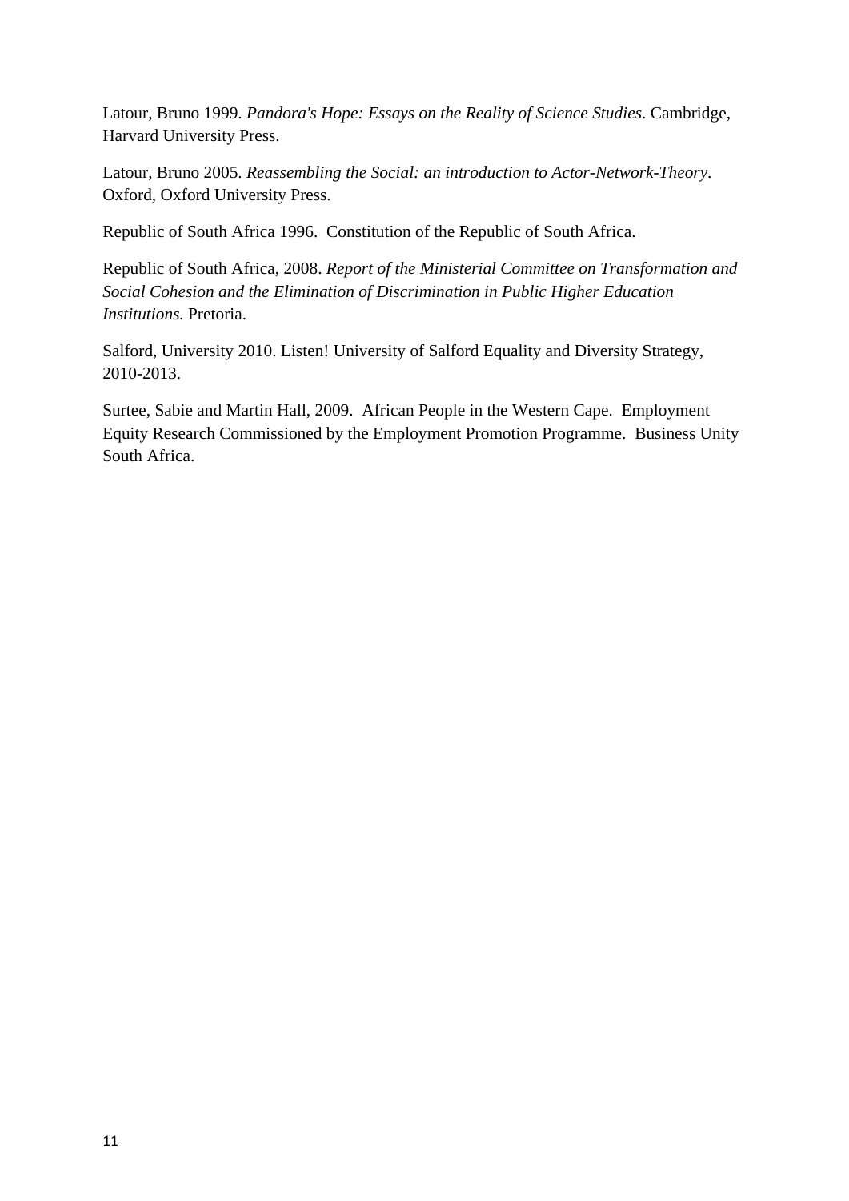Latour, Bruno 1999. *Pandora's Hope: Essays on the Reality of Science Studies*. Cambridge, Harvard University Press.

Latour, Bruno 2005. *Reassembling the Social: an introduction to Actor-Network-Theory*. Oxford, Oxford University Press.

Republic of South Africa 1996. Constitution of the Republic of South Africa.

Republic of South Africa, 2008. *Report of the Ministerial Committee on Transformation and Social Cohesion and the Elimination of Discrimination in Public Higher Education Institutions.* Pretoria.

Salford, University 2010. Listen! University of Salford Equality and Diversity Strategy, 2010-2013.

Surtee, Sabie and Martin Hall, 2009. African People in the Western Cape. Employment Equity Research Commissioned by the Employment Promotion Programme. Business Unity South Africa.